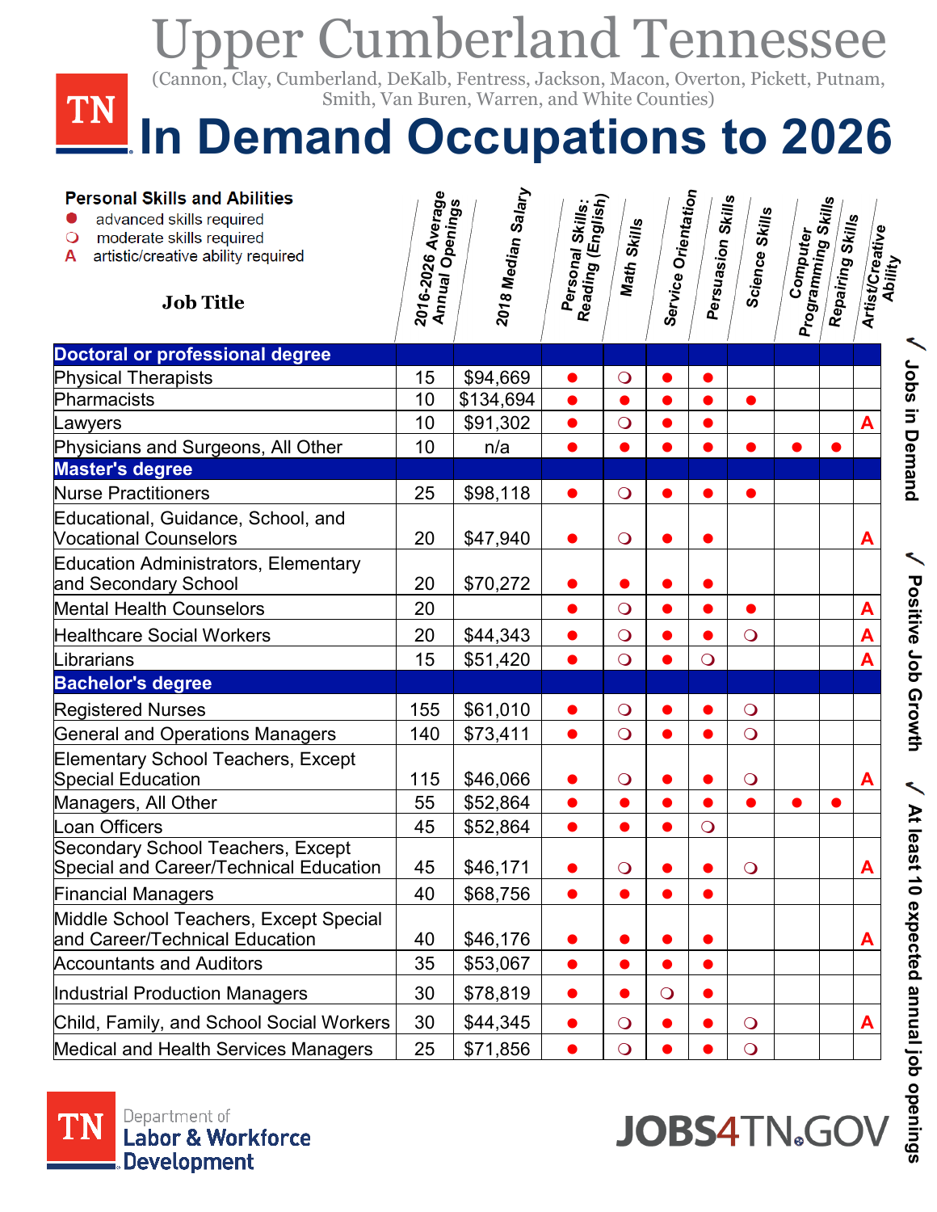# Upper Cumberland Tennessee

(Cannon, Clay, Cumberland, DeKalb, Fentress, Jackson, Macon, Overton, Pickett, Putnam, Smith, Van Buren, Warren, and White Counties)

# In Demand Occupations to 2026

**Personal Skills and Abilities**

- ● advanced skills required
- ❍ moderate skills required
- A artistic/creative ability required

| Job Title | 2016-2026 Average Annual Openings | 2018 Median Salary | Personal Skills: Reading (English) | Math Skills | Service Orientation | Persuasion Skills | Science Skills | Computer Programming Skills | Repairing Skills | Artist/Creative Ability |
|---|---|---|---|---|---|---|---|---|---|---|
| **Doctoral or professional degree** | | | | | | | | | | |
| Physical Therapists | 15 | $94,669 | ● | ❍ | ● | ● | | | | |
| Pharmacists | 10 | $134,694 | ● | ● | ● | ● | ● | | | |
| Lawyers | 10 | $91,302 | ● | ❍ | ● | ● | | | | A |
| Physicians and Surgeons, All Other | 10 | n/a | ● | ● | ● | ● | ● | ● | ● | |
| **Master's degree** | | | | | | | | | | |
| Nurse Practitioners | 25 | $98,118 | ● | ❍ | ● | ● | ● | | | |
| Educational, Guidance, School, and Vocational Counselors | 20 | $47,940 | ● | ❍ | ● | ● | | | | A |
| Education Administrators, Elementary and Secondary School | 20 | $70,272 | ● | ● | ● | ● | | | | |
| Mental Health Counselors | 20 | | ● | ❍ | ● | ● | ● | | | A |
| Healthcare Social Workers | 20 | $44,343 | ● | ❍ | ● | ● | ❍ | | | A |
| Librarians | 15 | $51,420 | ● | ❍ | ● | ❍ | | | | A |
| **Bachelor's degree** | | | | | | | | | | |
| Registered Nurses | 155 | $61,010 | ● | ❍ | ● | ● | ❍ | | | |
| General and Operations Managers | 140 | $73,411 | ● | ❍ | ● | ● | ❍ | | | |
| Elementary School Teachers, Except Special Education | 115 | $46,066 | ● | ❍ | ● | ● | ❍ | | | A |
| Managers, All Other | 55 | $52,864 | ● | ● | ● | ● | ● | ● | ● | |
| Loan Officers | 45 | $52,864 | ● | ● | ● | ❍ | | | | |
| Secondary School Teachers, Except Special and Career/Technical Education | 45 | $46,171 | ● | ❍ | ● | ● | ❍ | | | A |
| Financial Managers | 40 | $68,756 | ● | ● | ● | ● | | | | |
| Middle School Teachers, Except Special and Career/Technical Education | 40 | $46,176 | ● | ● | ● | ● | | | | A |
| Accountants and Auditors | 35 | $53,067 | ● | ● | ● | ● | | | | |
| Industrial Production Managers | 30 | $78,819 | ● | ● | ❍ | ● | | | | |
| Child, Family, and School Social Workers | 30 | $44,345 | ● | ❍ | ● | ● | ❍ | | | A |
| Medical and Health Services Managers | 25 | $71,856 | ● | ❍ | ● | ● | ❍ | | | |

✓ Jobs in Demand ✓ Positive Job Growth ✓ At least 10 expected annual job openings

Department of Labor & Workforce Development

JOBS4TN.GOV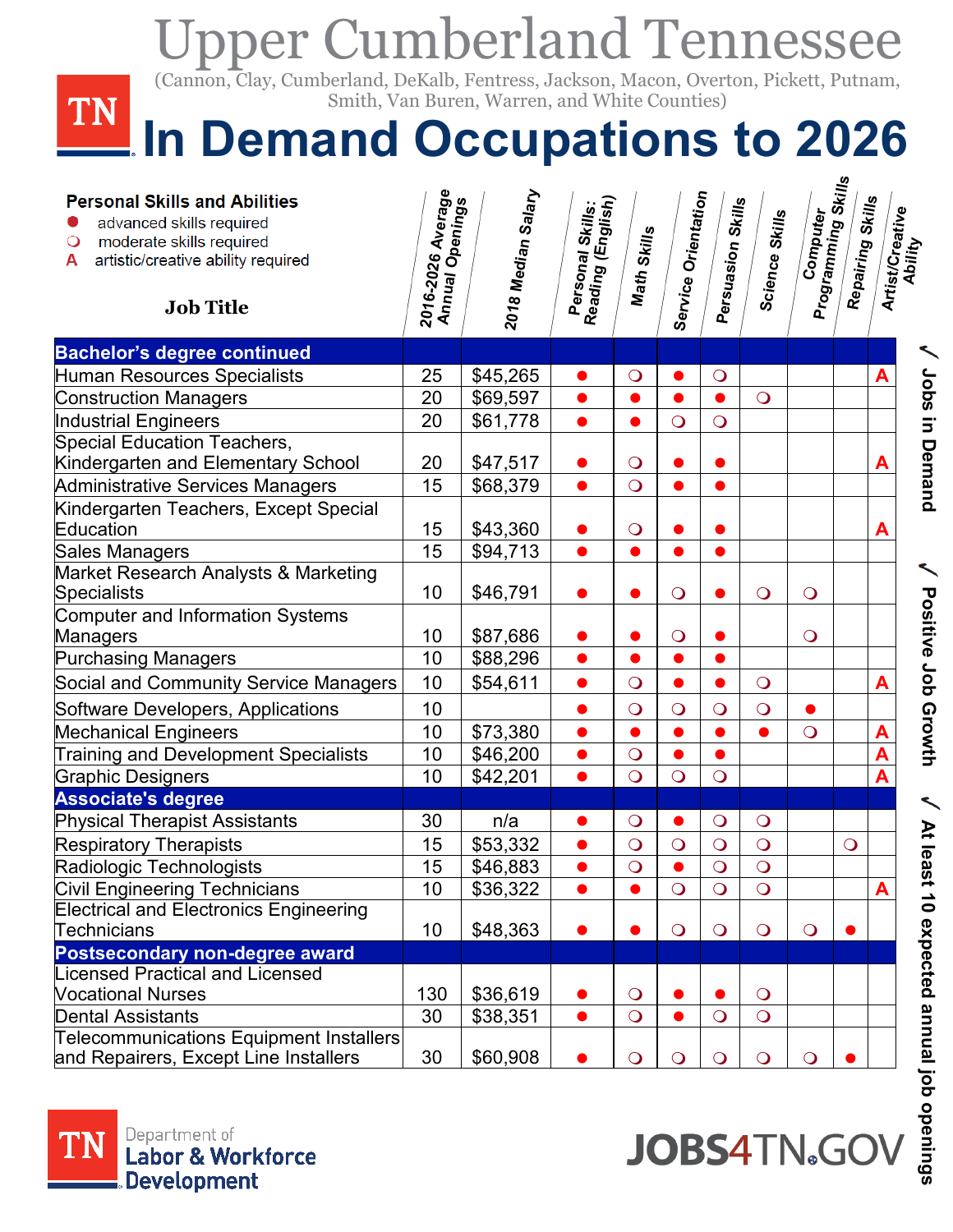# Upper Cumberland Tennessee

(Cannon, Clay, Cumberland, DeKalb, Fentress, Jackson, Macon, Overton, Pickett, Putnam, Smith, Van Buren, Warren, and White Counties)

# In Demand Occupations to 2026

**Personal Skills and Abilities**

- ● advanced skills required
- ❍ moderate skills required
- A artistic/creative ability required

| Job Title | 2016-2026 Average Annual Openings | 2018 Median Salary | Personal Skills: Reading (English) | Math Skills | Service Orientation | Persuasion Skills | Science Skills | Computer Programming Skills | Repairing Skills | Artist/Creative Ability |
|---|---|---|---|---|---|---|---|---|---|---|
| **Bachelor's degree continued** | | | | | | | | | | |
| Human Resources Specialists | 25 | $45,265 | ● | ❍ | ● | ❍ | | | | A |
| Construction Managers | 20 | $69,597 | ● | ● | ● | ● | ❍ | | | |
| Industrial Engineers | 20 | $61,778 | ● | ● | ❍ | ❍ | | | | |
| Special Education Teachers, Kindergarten and Elementary School | 20 | $47,517 | ● | ❍ | ● | ● | | | | A |
| Administrative Services Managers | 15 | $68,379 | ● | ❍ | ● | ● | | | | |
| Kindergarten Teachers, Except Special Education | 15 | $43,360 | ● | ❍ | ● | ● | | | | A |
| Sales Managers | 15 | $94,713 | ● | ● | ● | ● | | | | |
| Market Research Analysts & Marketing Specialists | 10 | $46,791 | ● | ● | ❍ | ● | ❍ | ❍ | | |
| Computer and Information Systems Managers | 10 | $87,686 | ● | ● | ❍ | ● | | ❍ | | |
| Purchasing Managers | 10 | $88,296 | ● | ● | ● | ● | | | | |
| Social and Community Service Managers | 10 | $54,611 | ● | ❍ | ● | ● | ❍ | | | A |
| Software Developers, Applications | 10 | | ● | ❍ | ❍ | ❍ | ❍ | ● | | |
| Mechanical Engineers | 10 | $73,380 | ● | ● | ● | ● | ● | ❍ | | A |
| Training and Development Specialists | 10 | $46,200 | ● | ❍ | ● | ● | | | | A |
| Graphic Designers | 10 | $42,201 | ● | ❍ | ❍ | ❍ | | | | A |
| **Associate's degree** | | | | | | | | | | |
| Physical Therapist Assistants | 30 | n/a | ● | ❍ | ● | ❍ | ❍ | | | |
| Respiratory Therapists | 15 | $53,332 | ● | ❍ | ❍ | ❍ | ❍ | | ❍ | |
| Radiologic Technologists | 15 | $46,883 | ● | ❍ | ● | ❍ | ❍ | | | |
| Civil Engineering Technicians | 10 | $36,322 | ● | ● | ❍ | ❍ | ❍ | | | A |
| Electrical and Electronics Engineering Technicians | 10 | $48,363 | ● | ● | ❍ | ❍ | ❍ | ❍ | ● | |
| **Postsecondary non-degree award** | | | | | | | | | | |
| Licensed Practical and Licensed Vocational Nurses | 130 | $36,619 | ● | ❍ | ● | ● | ❍ | | | |
| Dental Assistants | 30 | $38,351 | ● | ❍ | ● | ❍ | ❍ | | | |
| Telecommunications Equipment Installers and Repairers, Except Line Installers | 30 | $60,908 | ● | ❍ | ❍ | ❍ | ❍ | ❍ | ● | |

✓ Jobs in Demand ✓ Positive Job Growth ✓ At least 10 expected annual job openings

Department of Labor & Workforce Development

JOBS4TN.GOV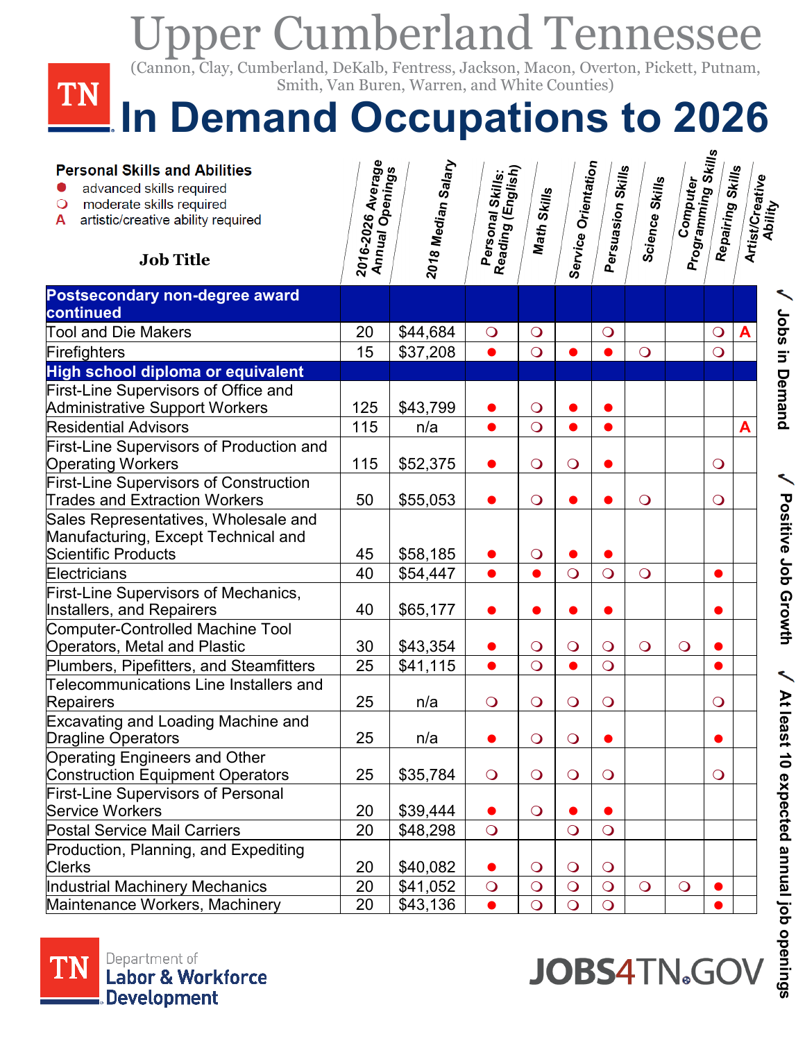# Upper Cumberland Tennessee

(Cannon, Clay, Cumberland, DeKalb, Fentress, Jackson, Macon, Overton, Pickett, Putnam, Smith, Van Buren, Warren, and White Counties)

# In Demand Occupations to 2026

**Personal Skills and Abilities**

- ● advanced skills required
- ❍ moderate skills required
- A artistic/creative ability required

| Job Title | 2016-2026 Average Annual Openings | 2018 Median Salary | Personal Skills: Reading (English) | Math Skills | Service Orientation | Persuasion Skills | Science Skills | Computer Programming Skills | Repairing Skills | Artist/Creative Ability |
|---|---|---|---|---|---|---|---|---|---|---|
| **Postsecondary non-degree award continued** | | | | | | | | | | |
| Tool and Die Makers | 20 | $44,684 | ❍ | ❍ | | ❍ | | | ❍ | A |
| Firefighters | 15 | $37,208 | ● | ❍ | ● | ● | ❍ | | ❍ | |
| **High school diploma or equivalent** | | | | | | | | | | |
| First-Line Supervisors of Office and Administrative Support Workers | 125 | $43,799 | ● | ❍ | ● | ● | | | | |
| Residential Advisors | 115 | n/a | ● | ❍ | ● | ● | | | | A |
| First-Line Supervisors of Production and Operating Workers | 115 | $52,375 | ● | ❍ | ❍ | ● | | | ❍ | |
| First-Line Supervisors of Construction Trades and Extraction Workers | 50 | $55,053 | ● | ❍ | ● | ● | ❍ | | ❍ | |
| Sales Representatives, Wholesale and Manufacturing, Except Technical and Scientific Products | 45 | $58,185 | ● | ❍ | ● | ● | | | | |
| Electricians | 40 | $54,447 | ● | ● | ❍ | ❍ | ❍ | | ● | |
| First-Line Supervisors of Mechanics, Installers, and Repairers | 40 | $65,177 | ● | ● | ● | ● | | | ● | |
| Computer-Controlled Machine Tool Operators, Metal and Plastic | 30 | $43,354 | ● | ❍ | ❍ | ❍ | ❍ | ❍ | ● | |
| Plumbers, Pipefitters, and Steamfitters | 25 | $41,115 | ● | ❍ | ● | ❍ | | | ● | |
| Telecommunications Line Installers and Repairers | 25 | n/a | ❍ | ❍ | ❍ | ❍ | | | ❍ | |
| Excavating and Loading Machine and Dragline Operators | 25 | n/a | ● | ❍ | ❍ | ● | | | ● | |
| Operating Engineers and Other Construction Equipment Operators | 25 | $35,784 | ❍ | ❍ | ❍ | ❍ | | | ❍ | |
| First-Line Supervisors of Personal Service Workers | 20 | $39,444 | ● | ❍ | ● | ● | | | | |
| Postal Service Mail Carriers | 20 | $48,298 | ❍ | | ❍ | ❍ | | | | |
| Production, Planning, and Expediting Clerks | 20 | $40,082 | ● | ❍ | ❍ | ❍ | | | | |
| Industrial Machinery Mechanics | 20 | $41,052 | ❍ | ❍ | ❍ | ❍ | ❍ | ❍ | ● | |
| Maintenance Workers, Machinery | 20 | $43,136 | ● | ❍ | ❍ | ❍ | | | ● | |

✓ Jobs in Demand ✓ Positive Job Growth ✓ At least 10 expected annual job openings

TN Department of Labor & Workforce Development

JOBS4TN.GOV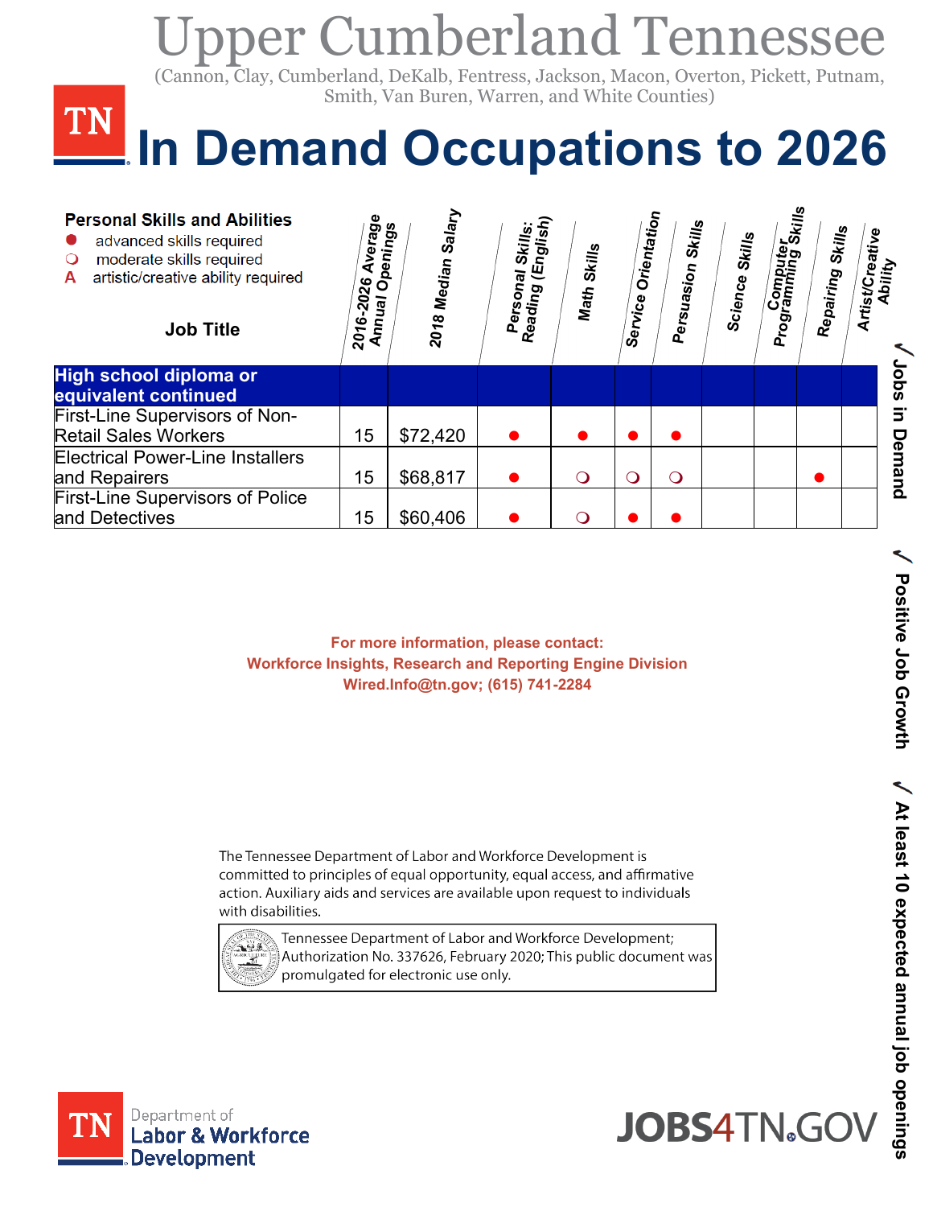# Upper Cumberland Tennessee

(Cannon, Clay, Cumberland, DeKalb, Fentress, Jackson, Macon, Overton, Pickett, Putnam, Smith, Van Buren, Warren, and White Counties)

# In Demand Occupations to 2026

**Personal Skills and Abilities**
- ● advanced skills required
- ❍ moderate skills required
- A artistic/creative ability required

| Job Title | 2016-2026 Average Annual Openings | 2018 Median Salary | Personal Skills: Reading (English) | Math Skills | Service Orientation | Persuasion Skills | Science Skills | Computer Programming Skills | Repairing Skills | Artist/Creative Ability |
|---|---|---|---|---|---|---|---|---|---|---|
| **High school diploma or equivalent continued** | | | | | | | | | | |
| First-Line Supervisors of Non-Retail Sales Workers | 15 | $72,420 | ● | ● | ● | ● | | | | |
| Electrical Power-Line Installers and Repairers | 15 | $68,817 | ● | ❍ | ❍ | ❍ | | | ● | |
| First-Line Supervisors of Police and Detectives | 15 | $60,406 | ● | ❍ | ● | ● | | | | |

✓ Jobs in Demand ✓ Positive Job Growth ✓ At least 10 expected annual job openings

**For more information, please contact:**
**Workforce Insights, Research and Reporting Engine Division**
**Wired.Info@tn.gov; (615) 741-2284**

The Tennessee Department of Labor and Workforce Development is committed to principles of equal opportunity, equal access, and affirmative action. Auxiliary aids and services are available upon request to individuals with disabilities.

Tennessee Department of Labor and Workforce Development; Authorization No. 337626, February 2020; This public document was promulgated for electronic use only.

TN Department of Labor & Workforce Development

JOBS4TN.GOV